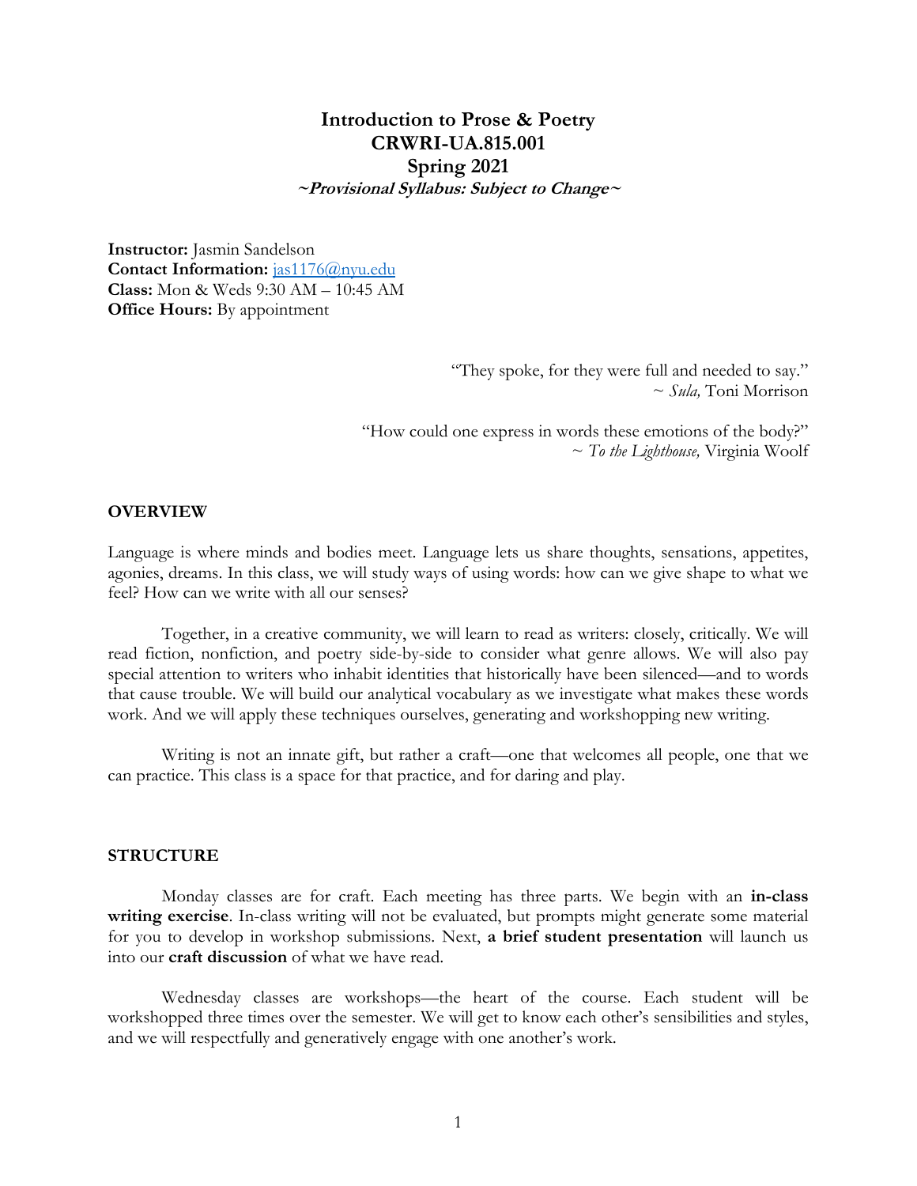# Introduction to Prose & Poetry
# CRWRI-UA.815.001
# Spring 2021
***~Provisional Syllabus: Subject to Change~***

**Instructor:** Jasmin Sandelson
**Contact Information:** jas1176@nyu.edu
**Class:** Mon & Weds 9:30 AM – 10:45 AM
**Office Hours:** By appointment

> "They spoke, for they were full and needed to say."
> ~ *Sula,* Toni Morrison

> "How could one express in words these emotions of the body?"
> ~ *To the Lighthouse,* Virginia Woolf

## OVERVIEW

Language is where minds and bodies meet. Language lets us share thoughts, sensations, appetites, agonies, dreams. In this class, we will study ways of using words: how can we give shape to what we feel? How can we write with all our senses?

Together, in a creative community, we will learn to read as writers: closely, critically. We will read fiction, nonfiction, and poetry side-by-side to consider what genre allows. We will also pay special attention to writers who inhabit identities that historically have been silenced—and to words that cause trouble. We will build our analytical vocabulary as we investigate what makes these words work. And we will apply these techniques ourselves, generating and workshopping new writing.

Writing is not an innate gift, but rather a craft—one that welcomes all people, one that we can practice. This class is a space for that practice, and for daring and play.

## STRUCTURE

Monday classes are for craft. Each meeting has three parts. We begin with an **in-class writing exercise**. In-class writing will not be evaluated, but prompts might generate some material for you to develop in workshop submissions. Next, **a brief student presentation** will launch us into our **craft discussion** of what we have read.

Wednesday classes are workshops—the heart of the course. Each student will be workshopped three times over the semester. We will get to know each other's sensibilities and styles, and we will respectfully and generatively engage with one another's work.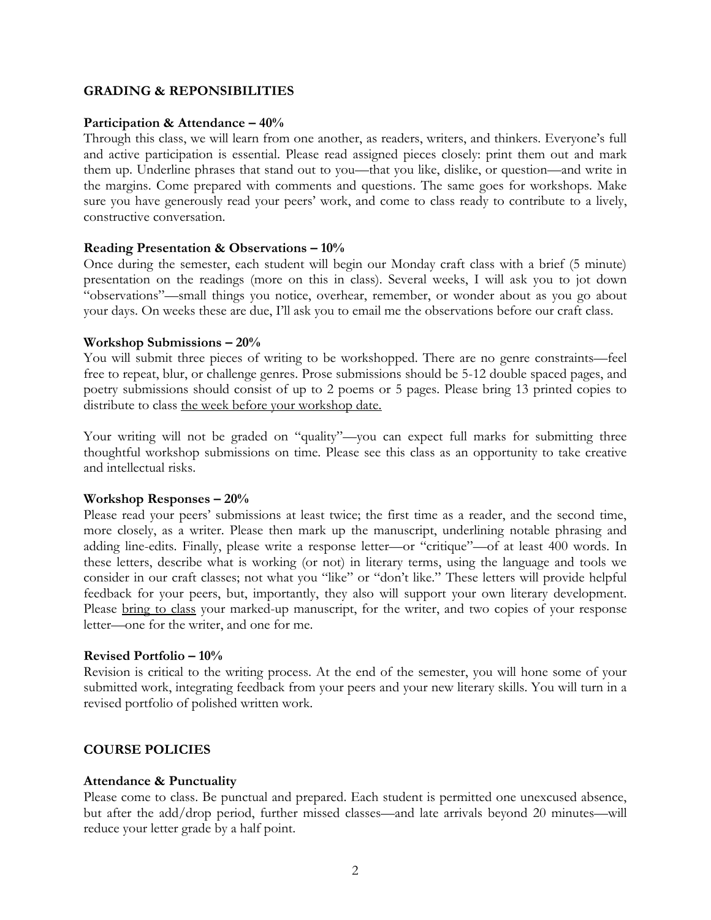## GRADING & REPONSIBILITIES

### Participation & Attendance – 40%

Through this class, we will learn from one another, as readers, writers, and thinkers. Everyone's full and active participation is essential. Please read assigned pieces closely: print them out and mark them up. Underline phrases that stand out to you—that you like, dislike, or question—and write in the margins. Come prepared with comments and questions. The same goes for workshops. Make sure you have generously read your peers' work, and come to class ready to contribute to a lively, constructive conversation.

### Reading Presentation & Observations – 10%

Once during the semester, each student will begin our Monday craft class with a brief (5 minute) presentation on the readings (more on this in class). Several weeks, I will ask you to jot down "observations"—small things you notice, overhear, remember, or wonder about as you go about your days. On weeks these are due, I'll ask you to email me the observations before our craft class.

### Workshop Submissions – 20%

You will submit three pieces of writing to be workshopped. There are no genre constraints—feel free to repeat, blur, or challenge genres. Prose submissions should be 5-12 double spaced pages, and poetry submissions should consist of up to 2 poems or 5 pages. Please bring 13 printed copies to distribute to class <u>the week before your workshop date.</u>

Your writing will not be graded on "quality"—you can expect full marks for submitting three thoughtful workshop submissions on time. Please see this class as an opportunity to take creative and intellectual risks.

### Workshop Responses – 20%

Please read your peers' submissions at least twice; the first time as a reader, and the second time, more closely, as a writer. Please then mark up the manuscript, underlining notable phrasing and adding line-edits. Finally, please write a response letter—or "critique"—of at least 400 words. In these letters, describe what is working (or not) in literary terms, using the language and tools we consider in our craft classes; not what you "like" or "don't like." These letters will provide helpful feedback for your peers, but, importantly, they also will support your own literary development. Please <u>bring to class</u> your marked-up manuscript, for the writer, and two copies of your response letter—one for the writer, and one for me.

### Revised Portfolio – 10%

Revision is critical to the writing process. At the end of the semester, you will hone some of your submitted work, integrating feedback from your peers and your new literary skills. You will turn in a revised portfolio of polished written work.

## COURSE POLICIES

### Attendance & Punctuality

Please come to class. Be punctual and prepared. Each student is permitted one unexcused absence, but after the add/drop period, further missed classes—and late arrivals beyond 20 minutes—will reduce your letter grade by a half point.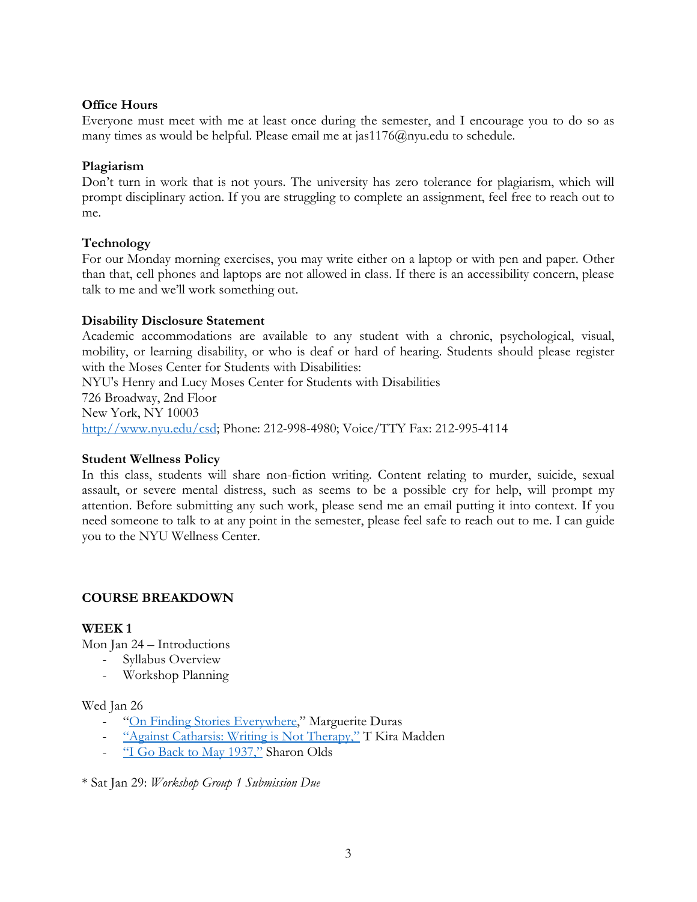**Office Hours**
Everyone must meet with me at least once during the semester, and I encourage you to do so as many times as would be helpful. Please email me at jas1176@nyu.edu to schedule.

**Plagiarism**
Don't turn in work that is not yours. The university has zero tolerance for plagiarism, which will prompt disciplinary action. If you are struggling to complete an assignment, feel free to reach out to me.

**Technology**
For our Monday morning exercises, you may write either on a laptop or with pen and paper. Other than that, cell phones and laptops are not allowed in class. If there is an accessibility concern, please talk to me and we'll work something out.

**Disability Disclosure Statement**
Academic accommodations are available to any student with a chronic, psychological, visual, mobility, or learning disability, or who is deaf or hard of hearing. Students should please register with the Moses Center for Students with Disabilities:
NYU's Henry and Lucy Moses Center for Students with Disabilities
726 Broadway, 2nd Floor
New York, NY 10003
[http://www.nyu.edu/csd](http://www.nyu.edu/csd); Phone: 212-998-4980; Voice/TTY Fax: 212-995-4114

**Student Wellness Policy**
In this class, students will share non-fiction writing. Content relating to murder, suicide, sexual assault, or severe mental distress, such as seems to be a possible cry for help, will prompt my attention. Before submitting any such work, please send me an email putting it into context. If you need someone to talk to at any point in the semester, please feel safe to reach out to me. I can guide you to the NYU Wellness Center.

**COURSE BREAKDOWN**

**WEEK 1**
Mon Jan 24 – Introductions
- Syllabus Overview
- Workshop Planning

Wed Jan 26
- "On Finding Stories Everywhere," Marguerite Duras
- "Against Catharsis: Writing is Not Therapy," T Kira Madden
- "I Go Back to May 1937," Sharon Olds

* Sat Jan 29: *Workshop Group 1 Submission Due*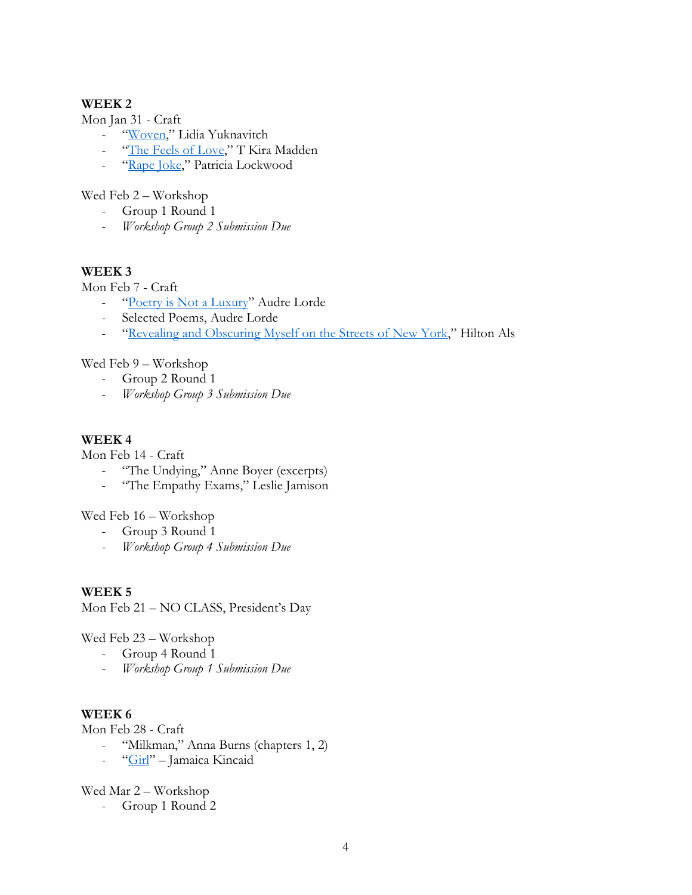**WEEK 2**

Mon Jan 31 - Craft

- "Woven," Lidia Yuknavitch
- "The Feels of Love," T Kira Madden
- "Rape Joke," Patricia Lockwood

Wed Feb 2 – Workshop

- Group 1 Round 1
- *Workshop Group 2 Submission Due*

**WEEK 3**

Mon Feb 7 - Craft

- "Poetry is Not a Luxury" Audre Lorde
- Selected Poems, Audre Lorde
- "Revealing and Obscuring Myself on the Streets of New York," Hilton Als

Wed Feb 9 – Workshop

- Group 2 Round 1
- *Workshop Group 3 Submission Due*

**WEEK 4**

Mon Feb 14 - Craft

- "The Undying," Anne Boyer (excerpts)
- "The Empathy Exams," Leslie Jamison

Wed Feb 16 – Workshop

- Group 3 Round 1
- *Workshop Group 4 Submission Due*

**WEEK 5**

Mon Feb 21 – NO CLASS, President's Day

Wed Feb 23 – Workshop

- Group 4 Round 1
- *Workshop Group 1 Submission Due*

**WEEK 6**

Mon Feb 28 - Craft

- "Milkman," Anna Burns (chapters 1, 2)
- "Girl" – Jamaica Kincaid

Wed Mar 2 – Workshop

- Group 1 Round 2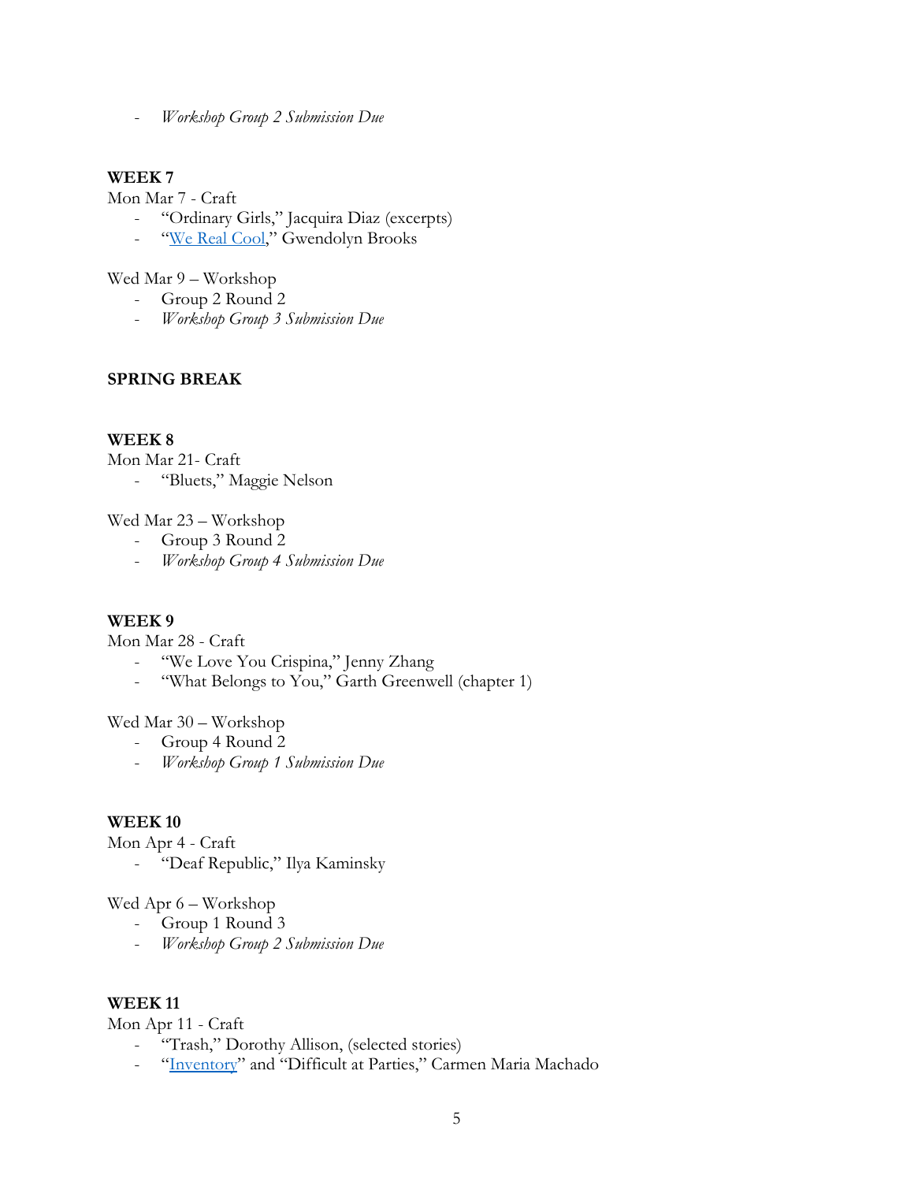- *Workshop Group 2 Submission Due*

**WEEK 7**

Mon Mar 7 - Craft

- "Ordinary Girls," Jacquira Diaz (excerpts)
- "[We Real Cool](#)," Gwendolyn Brooks

Wed Mar 9 – Workshop

- Group 2 Round 2
- *Workshop Group 3 Submission Due*

**SPRING BREAK**

**WEEK 8**

Mon Mar 21- Craft

- "Bluets," Maggie Nelson

Wed Mar 23 – Workshop

- Group 3 Round 2
- *Workshop Group 4 Submission Due*

**WEEK 9**

Mon Mar 28 - Craft

- "We Love You Crispina," Jenny Zhang
- "What Belongs to You," Garth Greenwell (chapter 1)

Wed Mar 30 – Workshop

- Group 4 Round 2
- *Workshop Group 1 Submission Due*

**WEEK 10**

Mon Apr 4 - Craft

- "Deaf Republic," Ilya Kaminsky

Wed Apr 6 – Workshop

- Group 1 Round 3
- *Workshop Group 2 Submission Due*

**WEEK 11**

Mon Apr 11 - Craft

- "Trash," Dorothy Allison, (selected stories)
- "[Inventory](#)" and "Difficult at Parties," Carmen Maria Machado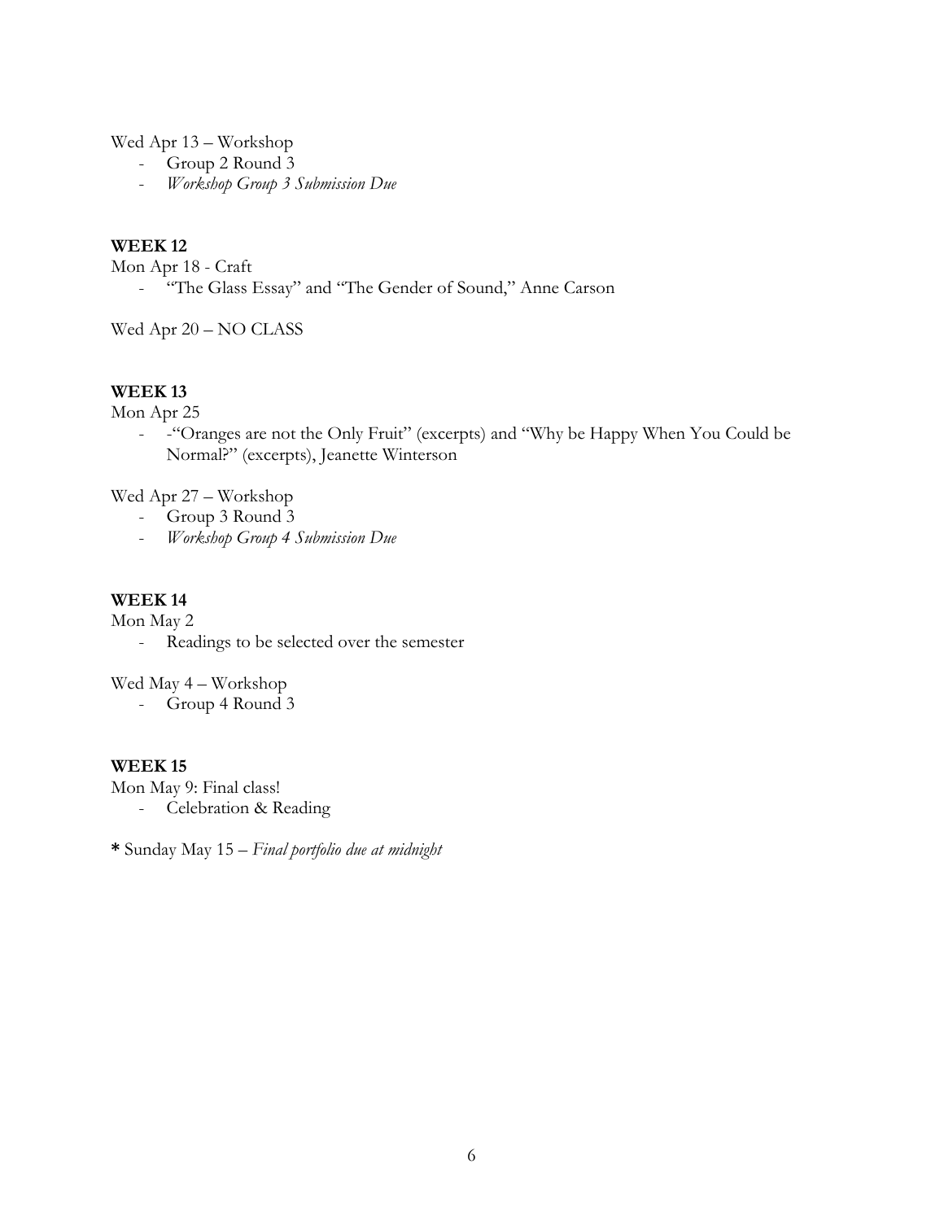Wed Apr 13 – Workshop

- Group 2 Round 3
- *Workshop Group 3 Submission Due*

**WEEK 12**

Mon Apr 18 - Craft

- "The Glass Essay" and "The Gender of Sound," Anne Carson

Wed Apr 20 – NO CLASS

**WEEK 13**

Mon Apr 25

- -"Oranges are not the Only Fruit" (excerpts) and "Why be Happy When You Could be Normal?" (excerpts), Jeanette Winterson

Wed Apr 27 – Workshop

- Group 3 Round 3
- *Workshop Group 4 Submission Due*

**WEEK 14**

Mon May 2

- Readings to be selected over the semester

Wed May 4 – Workshop

- Group 4 Round 3

**WEEK 15**

Mon May 9: Final class!

- Celebration & Reading

**\*** Sunday May 15 – *Final portfolio due at midnight*